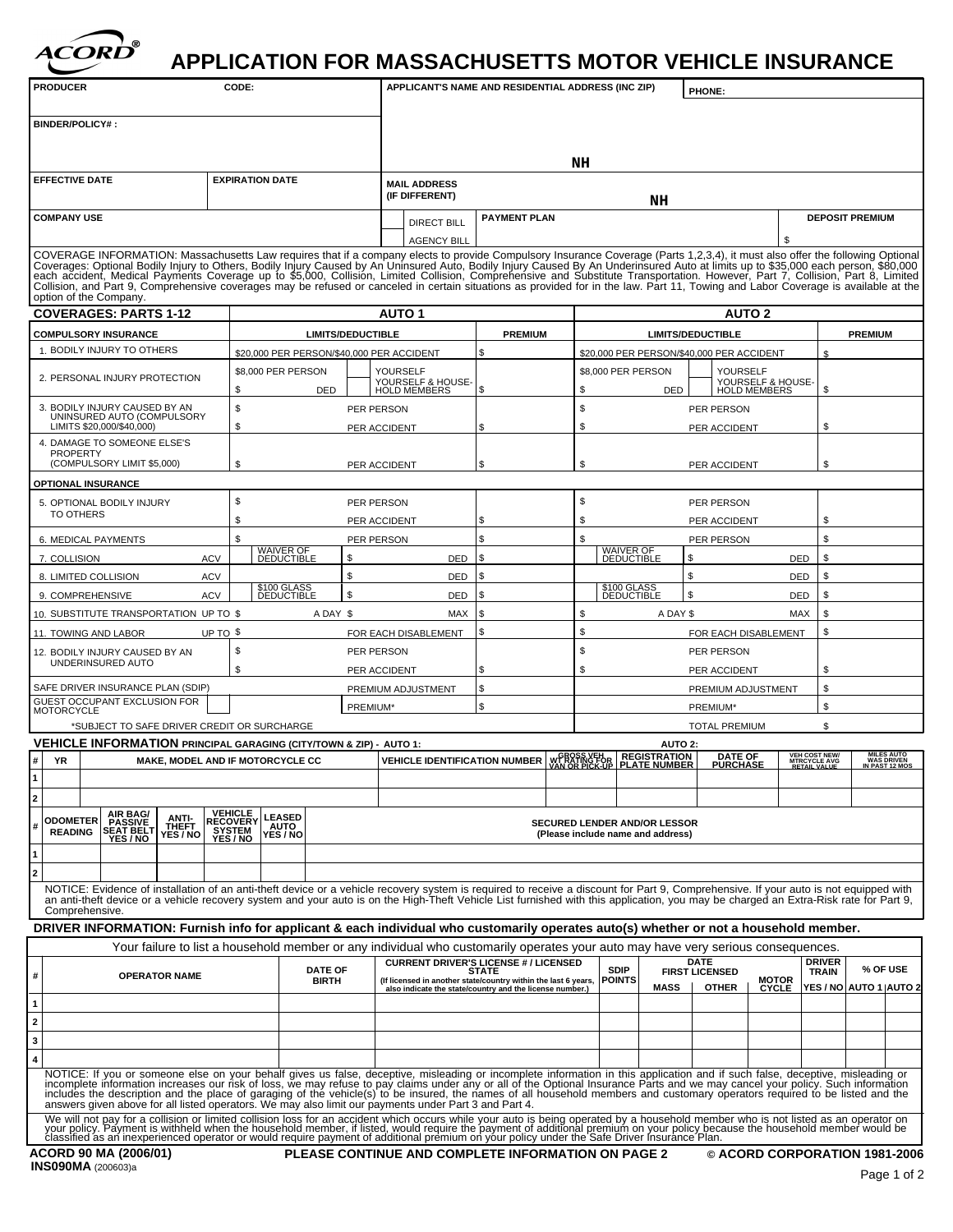# ACORD®

# APPLICATION FOR MASSACHUSETTS MOTOR VEHICLE INSURANCE

| PRODUCER | CODE: | APPLICANT'S NAME AND RESIDENTIAL ADDRESS (INC ZIP) | PHONE: |
|---|---|---|---|
| BINDER/POLICY# : | | NH | |
| EFFECTIVE DATE | EXPIRATION DATE | MAIL ADDRESS (IF DIFFERENT) | NH |
| COMPANY USE | | DIRECT BILL / AGENCY BILL | PAYMENT PLAN / DEPOSIT PREMIUM $ |

COVERAGE INFORMATION: Massachusetts Law requires that if a company elects to provide Compulsory Insurance Coverage (Parts 1,2,3,4), it must also offer the following Optional Coverages: Optional Bodily Injury to Others, Bodily Injury Caused by An Uninsured Auto, Bodily Injury Caused By An Underinsured Auto at limits up to $35,000 each person, $80,000 each accident, Medical Payments Coverage up to $5,000, Collision, Limited Collision, Comprehensive and Substitute Transportation. However, Part 7, Collision, Part 8, Limited Collision, and Part 9, Comprehensive coverages may be refused or canceled in certain situations as provided for in the law. Part 11, Towing and Labor Coverage is available at the option of the Company.

| COVERAGES: PARTS 1-12 | AUTO 1 LIMITS/DEDUCTIBLE | AUTO 1 PREMIUM | AUTO 2 LIMITS/DEDUCTIBLE | AUTO 2 PREMIUM |
|---|---|---|---|---|
| **COMPULSORY INSURANCE** | | | | |
| 1. BODILY INJURY TO OTHERS | $20,000 PER PERSON/$40,000 PER ACCIDENT | $ | $20,000 PER PERSON/$40,000 PER ACCIDENT | $ |
| 2. PERSONAL INJURY PROTECTION | $8,000 PER PERSON; $ DED; YOURSELF; YOURSELF & HOUSE-HOLD MEMBERS | $ | $8,000 PER PERSON; $ DED; YOURSELF; YOURSELF & HOUSE-HOLD MEMBERS | $ |
| 3. BODILY INJURY CAUSED BY AN UNINSURED AUTO (COMPULSORY LIMITS $20,000/$40,000) | $ PER PERSON; $ PER ACCIDENT | $ | $ PER PERSON; $ PER ACCIDENT | $ |
| 4. DAMAGE TO SOMEONE ELSE'S PROPERTY (COMPULSORY LIMIT $5,000) | $ PER ACCIDENT | $ | $ PER ACCIDENT | $ |
| **OPTIONAL INSURANCE** | | | | |
| 5. OPTIONAL BODILY INJURY TO OTHERS | $ PER PERSON; $ PER ACCIDENT | $ | $ PER PERSON; $ PER ACCIDENT | $ |
| 6. MEDICAL PAYMENTS | $ PER PERSON | $ | $ PER PERSON | $ |
| 7. COLLISION ACV | WAIVER OF DEDUCTIBLE; $ DED | $ | WAIVER OF DEDUCTIBLE; $ DED | $ |
| 8. LIMITED COLLISION ACV | $ DED | $ | $ DED | $ |
| 9. COMPREHENSIVE ACV | $100 GLASS DEDUCTIBLE; $ DED | $ | $100 GLASS DEDUCTIBLE; $ DED | $ |
| 10. SUBSTITUTE TRANSPORTATION UP TO $ | A DAY $ MAX | $ | $ A DAY $ MAX | $ |
| 11. TOWING AND LABOR UP TO $ | FOR EACH DISABLEMENT | $ | $ FOR EACH DISABLEMENT | $ |
| 12. BODILY INJURY CAUSED BY AN UNDERINSURED AUTO | $ PER PERSON; $ PER ACCIDENT | $ | $ PER PERSON; $ PER ACCIDENT | $ |
| SAFE DRIVER INSURANCE PLAN (SDIP) | PREMIUM ADJUSTMENT | $ | PREMIUM ADJUSTMENT | $ |
| GUEST OCCUPANT EXCLUSION FOR MOTORCYCLE | PREMIUM* | $ | PREMIUM* | $ |
| *SUBJECT TO SAFE DRIVER CREDIT OR SURCHARGE | | | TOTAL PREMIUM | $ |

## VEHICLE INFORMATION PRINCIPAL GARAGING (CITY/TOWN & ZIP) - AUTO 1: AUTO 2:

| # | YR | MAKE, MODEL AND IF MOTORCYCLE CC | VEHICLE IDENTIFICATION NUMBER | GROSS VEH WT RATING FOR VAN OR PICK-UP | REGISTRATION PLATE NUMBER | DATE OF PURCHASE | VEH COST NEW/ MTRCYCLE AVG RETAIL VALUE | MILES AUTO WAS DRIVEN IN PAST 12 MOS |
|---|---|---|---|---|---|---|---|---|
| 1 | | | | | | | | |
| 2 | | | | | | | | |

| # | ODOMETER READING | AIR BAG/ PASSIVE SEAT BELT YES / NO | ANTI-THEFT YES / NO | VEHICLE RECOVERY SYSTEM YES / NO | LEASED AUTO YES / NO | SECURED LENDER AND/OR LESSOR (Please include name and address) |
|---|---|---|---|---|---|---|
| 1 | | | | | | |
| 2 | | | | | | |

NOTICE: Evidence of installation of an anti-theft device or a vehicle recovery system is required to receive a discount for Part 9, Comprehensive. If your auto is not equipped with an anti-theft device or a vehicle recovery system and your auto is on the High-Theft Vehicle List furnished with this application, you may be charged an Extra-Risk rate for Part 9, Comprehensive.

## DRIVER INFORMATION: Furnish info for applicant & each individual who customarily operates auto(s) whether or not a household member.

Your failure to list a household member or any individual who customarily operates your auto may have very serious consequences.

| # | OPERATOR NAME | DATE OF BIRTH | CURRENT DRIVER'S LICENSE # / LICENSED STATE (If licensed in another state/country within the last 6 years, also indicate the state/country and the license number.) | SDIP POINTS | DATE FIRST LICENSED MASS | DATE FIRST LICENSED OTHER | MOTOR CYCLE | DRIVER TRAIN YES / NO | % OF USE AUTO 1 | % OF USE AUTO 2 |
|---|---|---|---|---|---|---|---|---|---|---|
| 1 | | | | | | | | | | |
| 2 | | | | | | | | | | |
| 3 | | | | | | | | | | |
| 4 | | | | | | | | | | |

NOTICE: If you or someone else on your behalf gives us false, deceptive, misleading or incomplete information in this application and if such false, deceptive, misleading or incomplete information increases our risk of loss, we may refuse to pay claims under any or all of the Optional Insurance Parts and we may cancel your policy. Such information includes the description and the place of garaging of the vehicle(s) to be insured, the names of all household members and customary operators required to be listed and the answers given above for all listed operators. We may also limit our payments under Part 3 and Part 4.

We will not pay for a collision or limited collision loss for an accident which occurs while your auto is being operated by a household member who is not listed as an operator on your policy. Payment is withheld when the household member, if listed, would require the payment of additional premium on your policy because the household member would be classified as an inexperienced operator or would require payment of additional premium on your policy under the Safe Driver Insurance Plan.

**ACORD 90 MA (2006/01)** **PLEASE CONTINUE AND COMPLETE INFORMATION ON PAGE 2** © ACORD CORPORATION 1981-2006

**INS090MA** (200603)a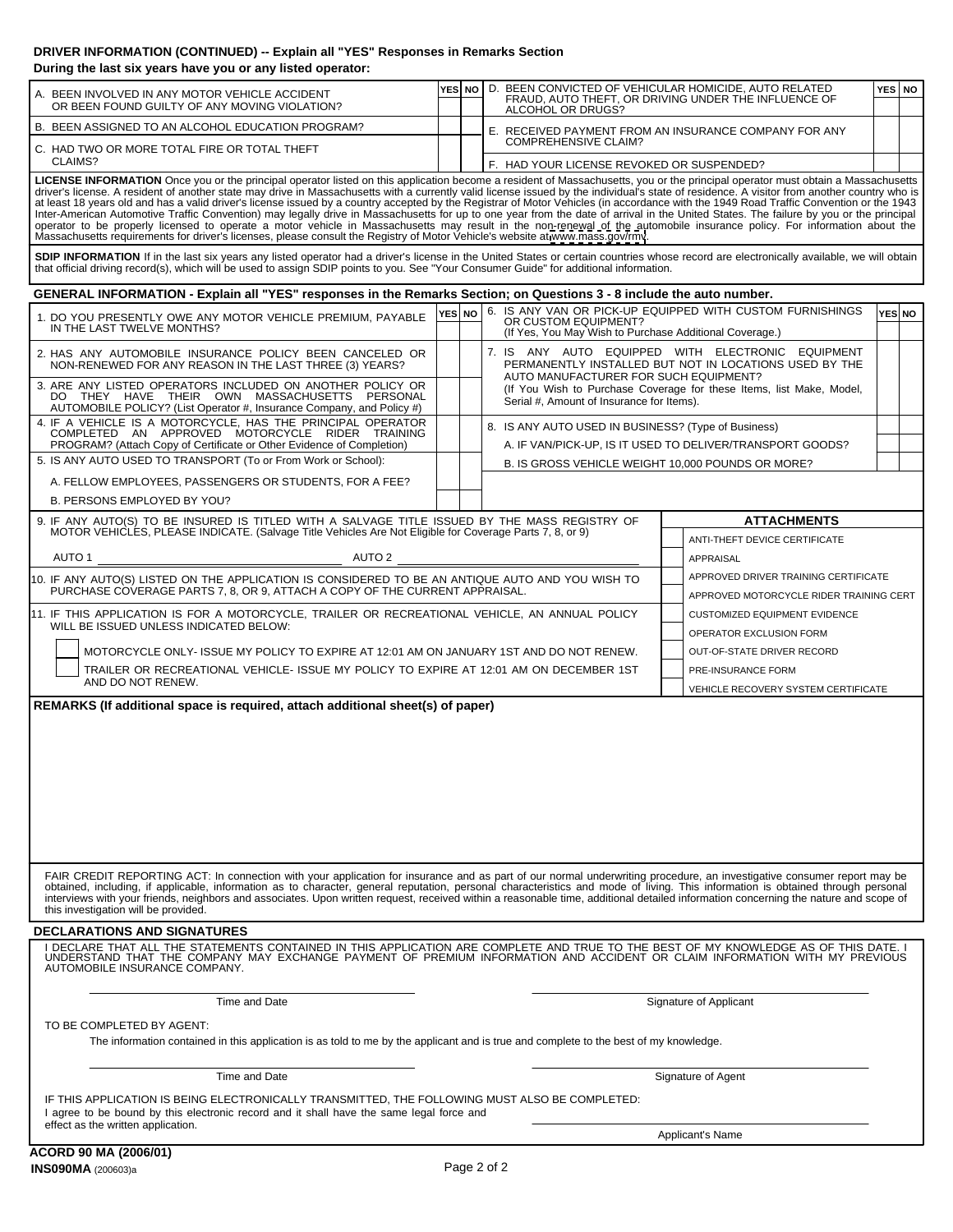## DRIVER INFORMATION (CONTINUED) -- Explain all "YES" Responses in Remarks Section

**During the last six years have you or any listed operator:**

| | YES | NO | | YES | NO |
|---|---|---|---|---|---|
| A. BEEN INVOLVED IN ANY MOTOR VEHICLE ACCIDENT OR BEEN FOUND GUILTY OF ANY MOVING VIOLATION? | | | D. BEEN CONVICTED OF VEHICULAR HOMICIDE, AUTO RELATED FRAUD, AUTO THEFT, OR DRIVING UNDER THE INFLUENCE OF ALCOHOL OR DRUGS? | | |
| B. BEEN ASSIGNED TO AN ALCOHOL EDUCATION PROGRAM? | | | E. RECEIVED PAYMENT FROM AN INSURANCE COMPANY FOR ANY COMPREHENSIVE CLAIM? | | |
| C. HAD TWO OR MORE TOTAL FIRE OR TOTAL THEFT CLAIMS? | | | F. HAD YOUR LICENSE REVOKED OR SUSPENDED? | | |

**LICENSE INFORMATION** Once you or the principal operator listed on this application become a resident of Massachusetts, you or the principal operator must obtain a Massachusetts driver's license. A resident of another state may drive in Massachusetts with a currently valid license issued by the individual's state of residence. A visitor from another country who is at least 18 years old and has a valid driver's license issued by a country accepted by the Registrar of Motor Vehicles (in accordance with the 1949 Road Traffic Convention or the 1943 Inter-American Automotive Traffic Convention) may legally drive in Massachusetts for up to one year from the date of arrival in the United States. The failure by you or the principal operator to be properly licensed to operate a motor vehicle in Massachusetts may result in the non-renewal of the automobile insurance policy. For information about the Massachusetts requirements for driver's licenses, please consult the Registry of Motor Vehicle's website at www.mass.gov/rmv.

**SDIP INFORMATION** If in the last six years any listed operator had a driver's license in the United States or certain countries whose record are electronically available, we will obtain that official driving record(s), which will be used to assign SDIP points to you. See "Your Consumer Guide" for additional information.

## GENERAL INFORMATION - Explain all "YES" responses in the Remarks Section; on Questions 3 - 8 include the auto number.

| | YES | NO | | YES | NO |
|---|---|---|---|---|---|
| 1. DO YOU PRESENTLY OWE ANY MOTOR VEHICLE PREMIUM, PAYABLE IN THE LAST TWELVE MONTHS? | | | 6. IS ANY VAN OR PICK-UP EQUIPPED WITH CUSTOM FURNISHINGS OR CUSTOM EQUIPMENT? (If Yes, You May Wish to Purchase Additional Coverage.) | | |
| 2. HAS ANY AUTOMOBILE INSURANCE POLICY BEEN CANCELED OR NON-RENEWED FOR ANY REASON IN THE LAST THREE (3) YEARS? | | | 7. IS ANY AUTO EQUIPPED WITH ELECTRONIC EQUIPMENT PERMANENTLY INSTALLED BUT NOT IN LOCATIONS USED BY THE AUTO MANUFACTURER FOR SUCH EQUIPMENT? (If You Wish to Purchase Coverage for these Items, list Make, Model, Serial #, Amount of Insurance for Items). | | |
| 3. ARE ANY LISTED OPERATORS INCLUDED ON ANOTHER POLICY OR DO THEY HAVE THEIR OWN MASSACHUSETTS PERSONAL AUTOMOBILE POLICY? (List Operator #, Insurance Company, and Policy #) | | | | | |
| 4. IF A VEHICLE IS A MOTORCYCLE, HAS THE PRINCIPAL OPERATOR COMPLETED AN APPROVED MOTORCYCLE RIDER TRAINING PROGRAM? (Attach Copy of Certificate or Other Evidence of Completion) | | | 8. IS ANY AUTO USED IN BUSINESS? (Type of Business) | | |
| | | | A. IF VAN/PICK-UP, IS IT USED TO DELIVER/TRANSPORT GOODS? | | |
| 5. IS ANY AUTO USED TO TRANSPORT (To or From Work or School): | | | B. IS GROSS VEHICLE WEIGHT 10,000 POUNDS OR MORE? | | |
| A. FELLOW EMPLOYEES, PASSENGERS OR STUDENTS, FOR A FEE? | | | | | |
| B. PERSONS EMPLOYED BY YOU? | | | | | |

9. IF ANY AUTO(S) TO BE INSURED IS TITLED WITH A SALVAGE TITLE ISSUED BY THE MASS REGISTRY OF MOTOR VEHICLES, PLEASE INDICATE. (Salvage Title Vehicles Are Not Eligible for Coverage Parts 7, 8, or 9)

AUTO 1 ____________________ AUTO 2 ____________________

10. IF ANY AUTO(S) LISTED ON THE APPLICATION IS CONSIDERED TO BE AN ANTIQUE AUTO AND YOU WISH TO PURCHASE COVERAGE PARTS 7, 8, OR 9, ATTACH A COPY OF THE CURRENT APPRAISAL.

11. IF THIS APPLICATION IS FOR A MOTORCYCLE, TRAILER OR RECREATIONAL VEHICLE, AN ANNUAL POLICY WILL BE ISSUED UNLESS INDICATED BELOW:

- [ ] MOTORCYCLE ONLY- ISSUE MY POLICY TO EXPIRE AT 12:01 AM ON JANUARY 1ST AND DO NOT RENEW.
- [ ] TRAILER OR RECREATIONAL VEHICLE- ISSUE MY POLICY TO EXPIRE AT 12:01 AM ON DECEMBER 1ST AND DO NOT RENEW.

### ATTACHMENTS

- [ ] ANTI-THEFT DEVICE CERTIFICATE
- [ ] APPRAISAL
- [ ] APPROVED DRIVER TRAINING CERTIFICATE
- [ ] APPROVED MOTORCYCLE RIDER TRAINING CERT
- [ ] CUSTOMIZED EQUIPMENT EVIDENCE
- [ ] OPERATOR EXCLUSION FORM
- [ ] OUT-OF-STATE DRIVER RECORD
- [ ] PRE-INSURANCE FORM
- [ ] VEHICLE RECOVERY SYSTEM CERTIFICATE

## REMARKS (If additional space is required, attach additional sheet(s) of paper)

FAIR CREDIT REPORTING ACT: In connection with your application for insurance and as part of our normal underwriting procedure, an investigative consumer report may be obtained, including, if applicable, information as to character, general reputation, personal characteristics and mode of living. This information is obtained through personal interviews with your friends, neighbors and associates. Upon written request, received within a reasonable time, additional detailed information concerning the nature and scope of this investigation will be provided.

## DECLARATIONS AND SIGNATURES

I DECLARE THAT ALL THE STATEMENTS CONTAINED IN THIS APPLICATION ARE COMPLETE AND TRUE TO THE BEST OF MY KNOWLEDGE AS OF THIS DATE. I UNDERSTAND THAT THE COMPANY MAY EXCHANGE PAYMENT OF PREMIUM INFORMATION AND ACCIDENT OR CLAIM INFORMATION WITH MY PREVIOUS AUTOMOBILE INSURANCE COMPANY.

____________________ Time and Date ____________________ Signature of Applicant

TO BE COMPLETED BY AGENT:

The information contained in this application is as told to me by the applicant and is true and complete to the best of my knowledge.

____________________ Time and Date ____________________ Signature of Agent

IF THIS APPLICATION IS BEING ELECTRONICALLY TRANSMITTED, THE FOLLOWING MUST ALSO BE COMPLETED:
I agree to be bound by this electronic record and it shall have the same legal force and effect as the written application.

____________________ Applicant's Name

**ACORD 90 MA (2006/01)**
**INS090MA** (200603)a